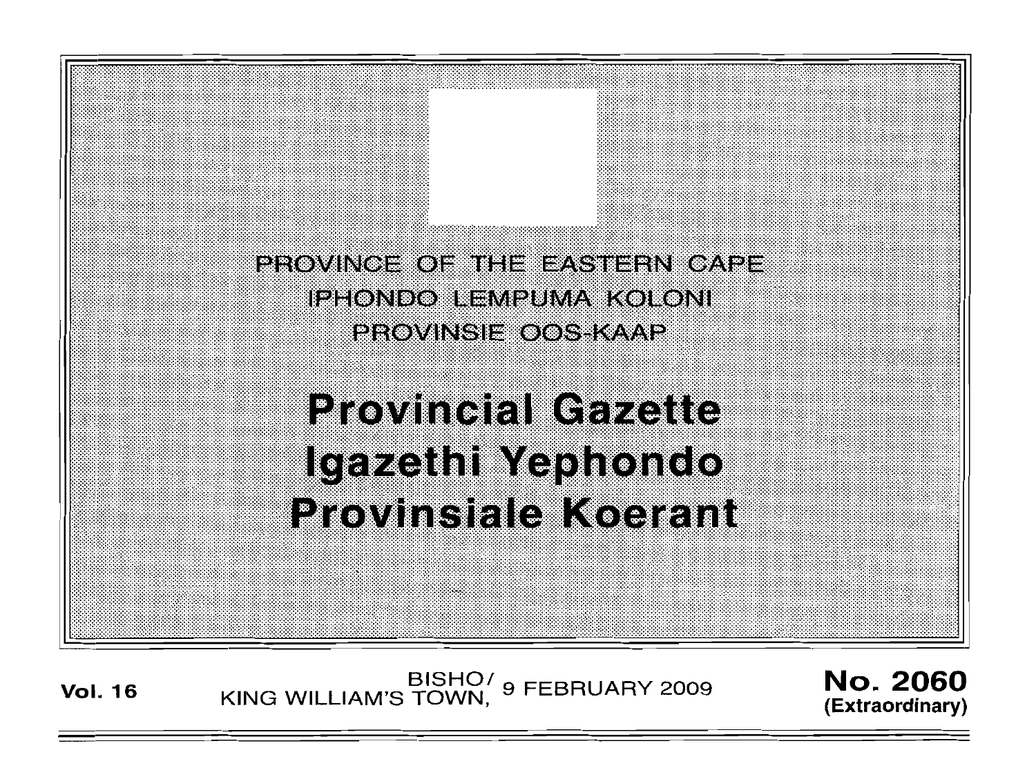PROVINCE OF THE EASTERN CAPE
IPHONDO LEMPUMA KOLONI
PROVINSIE OOS-KAAP

# Provincial Gazette
# Igazethi Yephondo
# Provinsiale Koerant

**Vol. 16** BISHO/ KING WILLIAM'S TOWN, 9 FEBRUARY 2009 **No. 2060 (Extraordinary)**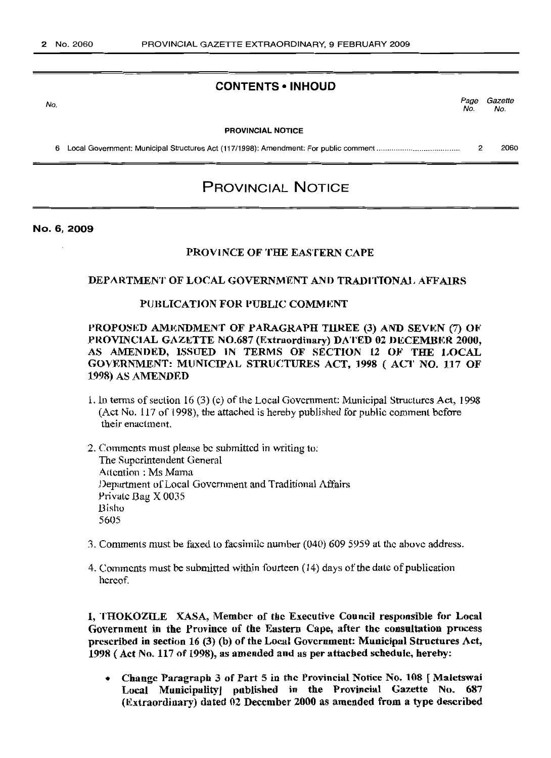## CONTENTS • INHOUD

| No. | | Page No. | Gazette No. |
|---|---|---|---|
| | **PROVINCIAL NOTICE** | | |
| 6 | Local Government: Municipal Structures Act (117/1998): Amendment: For public comment | 2 | 2060 |

# PROVINCIAL NOTICE

**No. 6, 2009**

**PROVINCE OF THE EASTERN CAPE**

**DEPARTMENT OF LOCAL GOVERNMENT AND TRADITIONAL AFFAIRS**

**PUBLICATION FOR PUBLIC COMMENT**

**PROPOSED AMENDMENT OF PARAGRAPH THREE (3) AND SEVEN (7) OF PROVINCIAL GAZETTE NO.687 (Extraordinary) DATED 02 DECEMBER 2000, AS AMENDED, ISSUED IN TERMS OF SECTION 12 OF THE LOCAL GOVERNMENT: MUNICIPAL STRUCTURES ACT, 1998 ( ACT NO. 117 OF 1998) AS AMENDED**

1. In terms of section 16 (3) (c) of the Local Government: Municipal Structures Act, 1998 (Act No. 117 of 1998), the attached is hereby published for public comment before their enactment.

2. Comments must please be submitted in writing to:
   The Superintendent General
   Attention : Ms Mama
   Department of Local Government and Traditional Affairs
   Private Bag X 0035
   Bisho
   5605

3. Comments must be faxed to facsimile number (040) 609 5959 at the above address.

4. Comments must be submitted within fourteen (14) days of the date of publication hereof.

**I, THOKOZILE XASA, Member of the Executive Council responsible for Local Government in the Province of the Eastern Cape, after the consultation process prescribed in section 16 (3) (b) of the Local Government: Municipal Structures Act, 1998 ( Act No. 117 of 1998), as amended and as per attached schedule, hereby:**

- **Change Paragraph 3 of Part 5 in the Provincial Notice No. 108 [ Maletswai Local Municipality] published in the Provincial Gazette No. 687 (Extraordinary) dated 02 December 2000 as amended from a type described**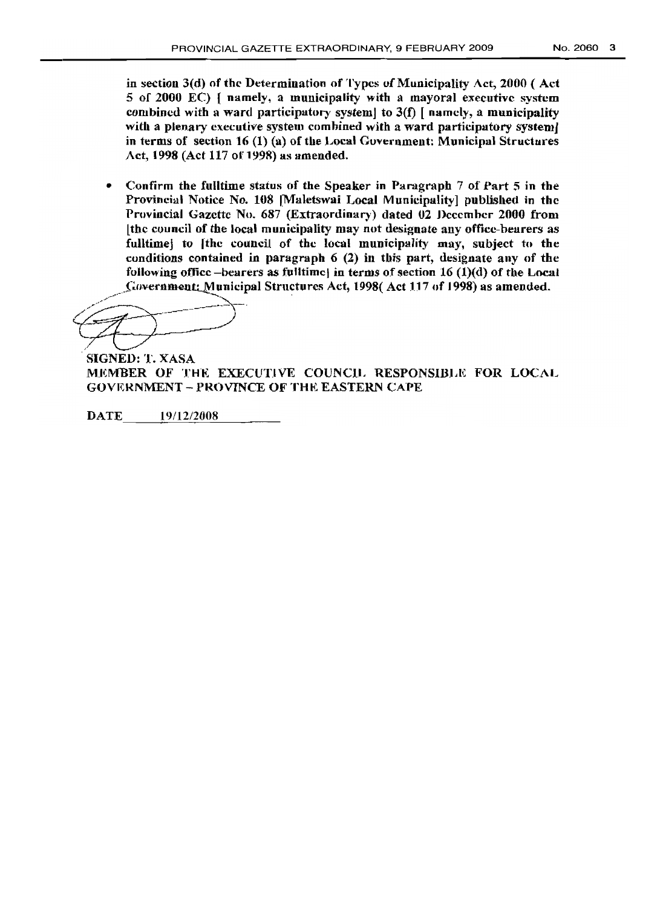**in section 3(d) of the Determination of Types of Municipality Act, 2000 ( Act 5 of 2000 EC) [ namely, a municipality with a mayoral executive system combined with a ward participatory system] to 3(f) [ namely, a municipality with a plenary executive system combined with a ward participatory system] in terms of section 16 (1) (a) of the Local Government: Municipal Structures Act, 1998 (Act 117 of 1998) as amended.**

- **Confirm the fulltime status of the Speaker in Paragraph 7 of Part 5 in the Provincial Notice No. 108 [Maletswai Local Municipality] published in the Provincial Gazette No. 687 (Extraordinary) dated 02 December 2000 from [the council of the local municipality may not designate any office-bearers as fulltime] to [the council of the local municipality may, subject to the conditions contained in paragraph 6 (2) in this part, designate any of the following office –bearers as fulltime] in terms of section 16 (1)(d) of the Local Government: Municipal Structures Act, 1998( Act 117 of 1998) as amended.**

**SIGNED: T. XASA**
**MEMBER OF THE EXECUTIVE COUNCIL RESPONSIBLE FOR LOCAL GOVERNMENT – PROVINCE OF THE EASTERN CAPE**

**DATE** 19/12/2008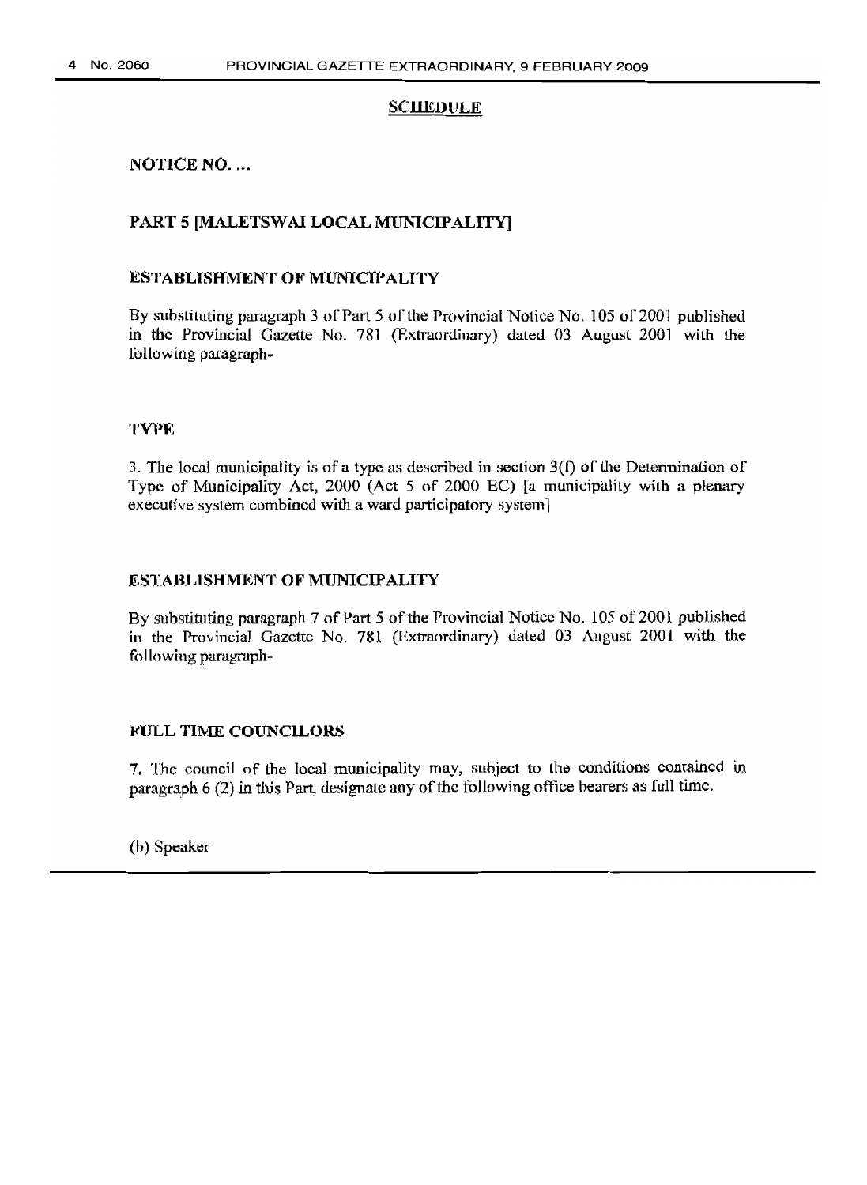## SCHEDULE

**NOTICE NO. ...**

**PART 5 [MALETSWAI LOCAL MUNICIPALITY]**

**ESTABLISHMENT OF MUNICIPALITY**

By substituting paragraph 3 of Part 5 of the Provincial Notice No. 105 of 2001 published in the Provincial Gazette No. 781 (Extraordinary) dated 03 August 2001 with the following paragraph-

**TYPE**

3. The local municipality is of a type as described in section 3(f) of the Determination of Type of Municipality Act, 2000 (Act 5 of 2000 EC) [a municipality with a plenary executive system combined with a ward participatory system]

**ESTABLISHMENT OF MUNICIPALITY**

By substituting paragraph 7 of Part 5 of the Provincial Notice No. 105 of 2001 published in the Provincial Gazette No. 781 (Extraordinary) dated 03 August 2001 with the following paragraph-

**FULL TIME COUNCILORS**

7. The council of the local municipality may, subject to the conditions contained in paragraph 6 (2) in this Part, designate any of the following office bearers as full time.

(b) Speaker